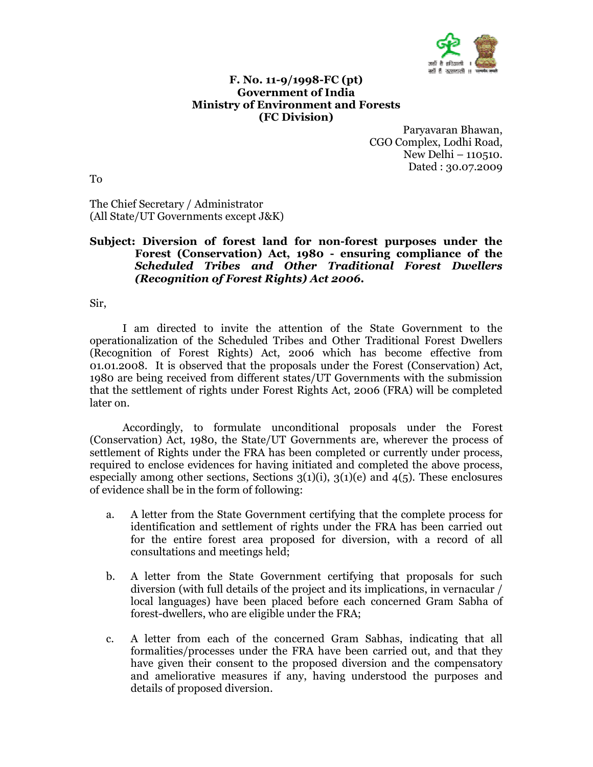**F. No. 11-9/1998-FC (pt)**
**Government of India**
**Ministry of Environment and Forests**
**(FC Division)**

Paryavaran Bhawan,
CGO Complex, Lodhi Road,
New Delhi – 110510.
Dated : 30.07.2009

To

The Chief Secretary / Administrator
(All State/UT Governments except J&K)

**Subject: Diversion of forest land for non-forest purposes under the Forest (Conservation) Act, 1980 - ensuring compliance of the *Scheduled Tribes and Other Traditional Forest Dwellers (Recognition of Forest Rights) Act 2006.***

Sir,

I am directed to invite the attention of the State Government to the operationalization of the Scheduled Tribes and Other Traditional Forest Dwellers (Recognition of Forest Rights) Act, 2006 which has become effective from 01.01.2008. It is observed that the proposals under the Forest (Conservation) Act, 1980 are being received from different states/UT Governments with the submission that the settlement of rights under Forest Rights Act, 2006 (FRA) will be completed later on.

Accordingly, to formulate unconditional proposals under the Forest (Conservation) Act, 1980, the State/UT Governments are, wherever the process of settlement of Rights under the FRA has been completed or currently under process, required to enclose evidences for having initiated and completed the above process, especially among other sections, Sections 3(1)(i), 3(1)(e) and 4(5). These enclosures of evidence shall be in the form of following:

a. A letter from the State Government certifying that the complete process for identification and settlement of rights under the FRA has been carried out for the entire forest area proposed for diversion, with a record of all consultations and meetings held;

b. A letter from the State Government certifying that proposals for such diversion (with full details of the project and its implications, in vernacular / local languages) have been placed before each concerned Gram Sabha of forest-dwellers, who are eligible under the FRA;

c. A letter from each of the concerned Gram Sabhas, indicating that all formalities/processes under the FRA have been carried out, and that they have given their consent to the proposed diversion and the compensatory and ameliorative measures if any, having understood the purposes and details of proposed diversion.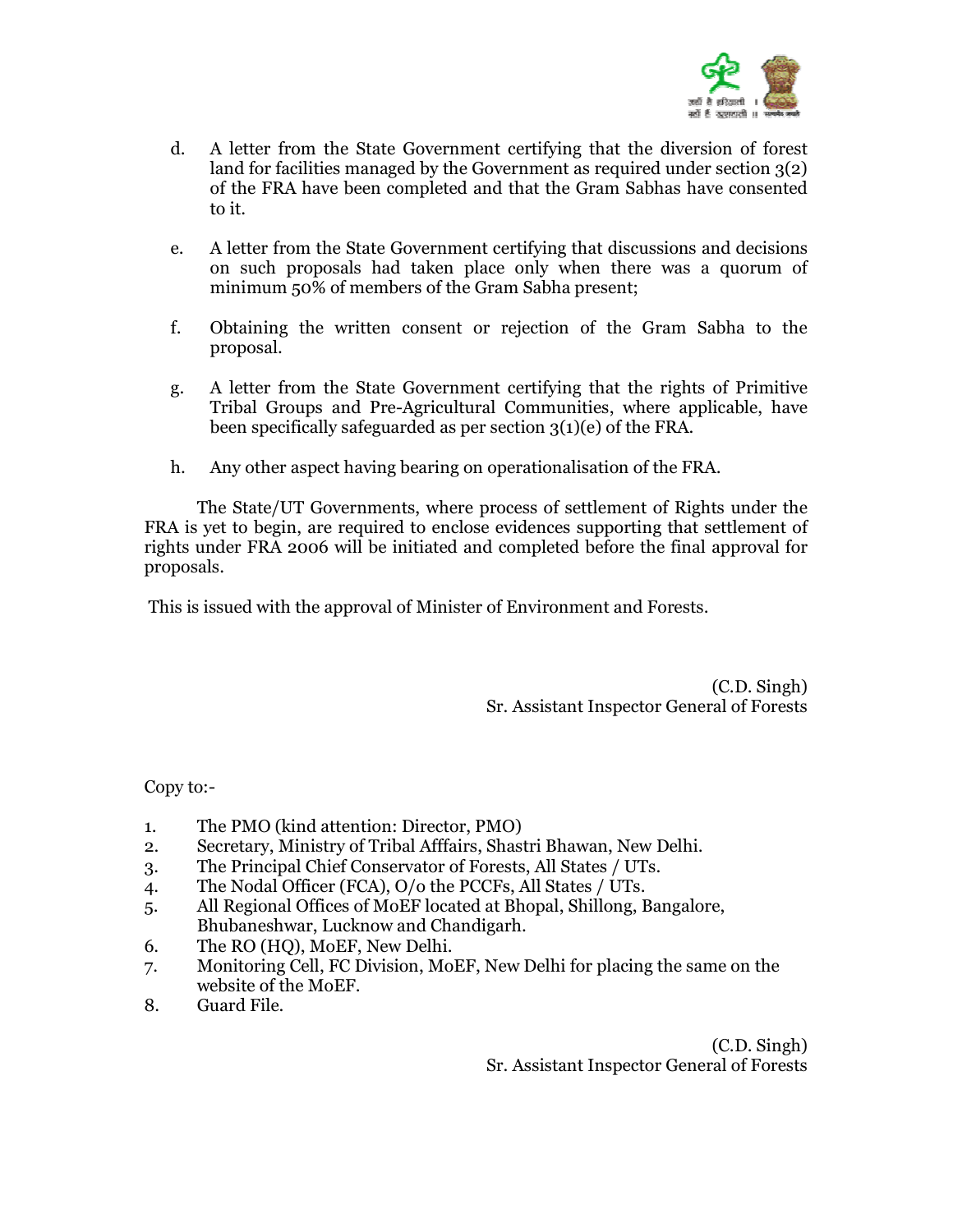d. A letter from the State Government certifying that the diversion of forest land for facilities managed by the Government as required under section 3(2) of the FRA have been completed and that the Gram Sabhas have consented to it.

e. A letter from the State Government certifying that discussions and decisions on such proposals had taken place only when there was a quorum of minimum 50% of members of the Gram Sabha present;

f. Obtaining the written consent or rejection of the Gram Sabha to the proposal.

g. A letter from the State Government certifying that the rights of Primitive Tribal Groups and Pre-Agricultural Communities, where applicable, have been specifically safeguarded as per section 3(1)(e) of the FRA.

h. Any other aspect having bearing on operationalisation of the FRA.

The State/UT Governments, where process of settlement of Rights under the FRA is yet to begin, are required to enclose evidences supporting that settlement of rights under FRA 2006 will be initiated and completed before the final approval for proposals.

This is issued with the approval of Minister of Environment and Forests.

(C.D. Singh)
Sr. Assistant Inspector General of Forests

Copy to:-

1. The PMO (kind attention: Director, PMO)
2. Secretary, Ministry of Tribal Afffairs, Shastri Bhawan, New Delhi.
3. The Principal Chief Conservator of Forests, All States / UTs.
4. The Nodal Officer (FCA), O/o the PCCFs, All States / UTs.
5. All Regional Offices of MoEF located at Bhopal, Shillong, Bangalore, Bhubaneshwar, Lucknow and Chandigarh.
6. The RO (HQ), MoEF, New Delhi.
7. Monitoring Cell, FC Division, MoEF, New Delhi for placing the same on the website of the MoEF.
8. Guard File.

(C.D. Singh)
Sr. Assistant Inspector General of Forests